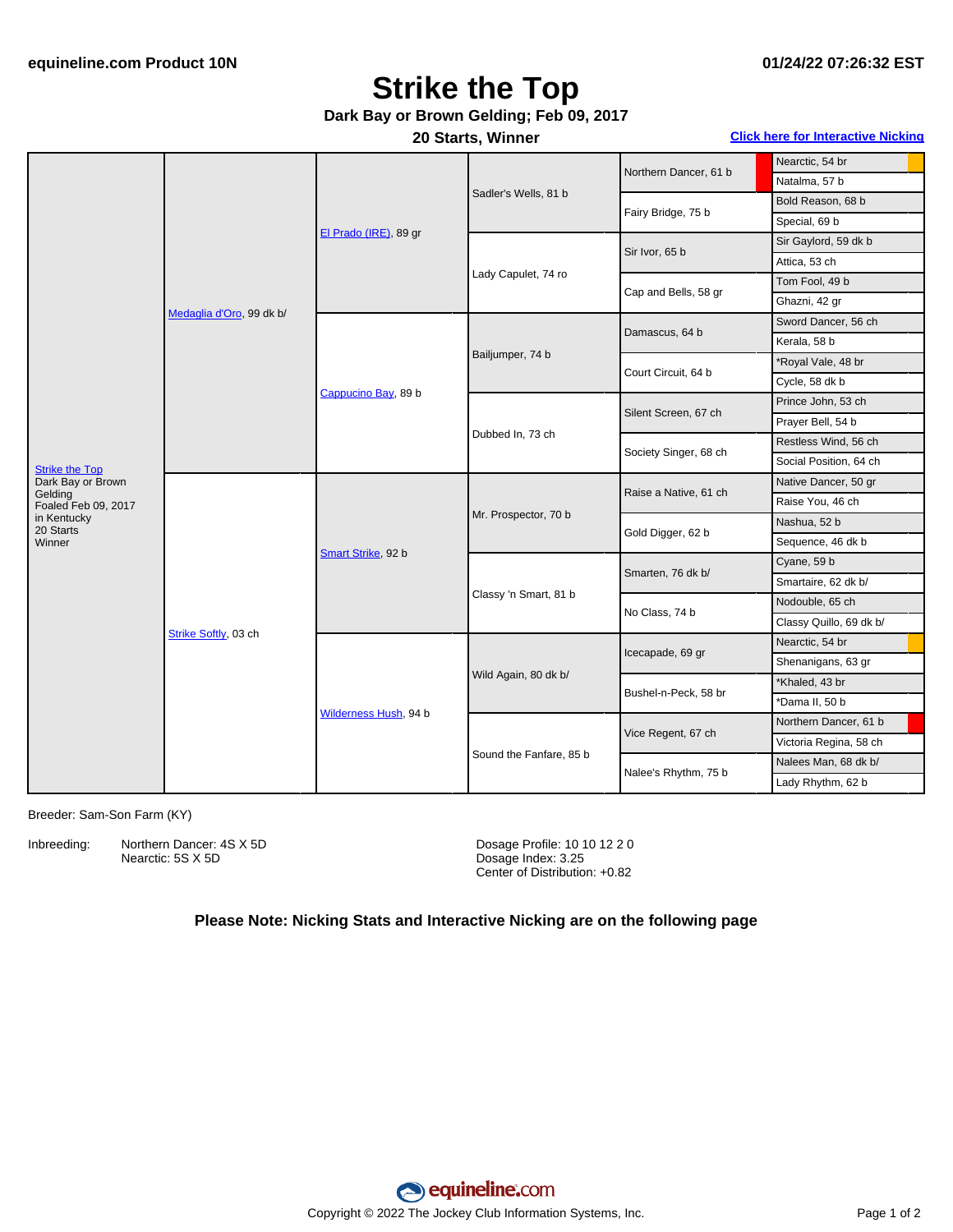equineline.com Product 10N

01/24/22 07:26:32 EST

# Strike the Top

**Dark Bay or Brown Gelding; Feb 09, 2017**

**20 Starts, Winner**

**Click here for Interactive Nicking**

| Horse | Sire/Dam | 2nd Gen | 3rd Gen | 4th Gen | 5th Gen |
|---|---|---|---|---|---|
| Strike the Top<br>Dark Bay or Brown Gelding<br>Foaled Feb 09, 2017<br>in Kentucky<br>20 Starts<br>Winner | Medaglia d'Oro, 99 dk b/ | El Prado (IRE), 89 gr | Sadler's Wells, 81 b | Northern Dancer, 61 b | Nearctic, 54 br |
| | | | | | Natalma, 57 b |
| | | | | Fairy Bridge, 75 b | Bold Reason, 68 b |
| | | | | | Special, 69 b |
| | | | Lady Capulet, 74 ro | Sir Ivor, 65 b | Sir Gaylord, 59 dk b |
| | | | | | Attica, 53 ch |
| | | | | Cap and Bells, 58 gr | Tom Fool, 49 b |
| | | | | | Ghazni, 42 gr |
| | | Cappucino Bay, 89 b | Bailjumper, 74 b | Damascus, 64 b | Sword Dancer, 56 ch |
| | | | | | Kerala, 58 b |
| | | | | Court Circuit, 64 b | *Royal Vale, 48 br |
| | | | | | Cycle, 58 dk b |
| | | | Dubbed In, 73 ch | Silent Screen, 67 ch | Prince John, 53 ch |
| | | | | | Prayer Bell, 54 b |
| | | | | Society Singer, 68 ch | Restless Wind, 56 ch |
| | | | | | Social Position, 64 ch |
| | Strike Softly, 03 ch | Smart Strike, 92 b | Mr. Prospector, 70 b | Raise a Native, 61 ch | Native Dancer, 50 gr |
| | | | | | Raise You, 46 ch |
| | | | | Gold Digger, 62 b | Nashua, 52 b |
| | | | | | Sequence, 46 dk b |
| | | | Classy 'n Smart, 81 b | Smarten, 76 dk b/ | Cyane, 59 b |
| | | | | | Smartaire, 62 dk b/ |
| | | | | No Class, 74 b | Nodouble, 65 ch |
| | | | | | Classy Quillo, 69 dk b/ |
| | | Wilderness Hush, 94 b | Wild Again, 80 dk b/ | Icecapade, 69 gr | Nearctic, 54 br |
| | | | | | Shenanigans, 63 gr |
| | | | | Bushel-n-Peck, 58 br | *Khaled, 43 br |
| | | | | | *Dama II, 50 b |
| | | | Sound the Fanfare, 85 b | Vice Regent, 67 ch | Northern Dancer, 61 b |
| | | | | | Victoria Regina, 58 ch |
| | | | | Nalee's Rhythm, 75 b | Nalees Man, 68 dk b/ |
| | | | | | Lady Rhythm, 62 b |

Breeder: Sam-Son Farm (KY)

Inbreeding: Northern Dancer: 4S X 5D
Nearctic: 5S X 5D

Dosage Profile: 10 10 12 2 0
Dosage Index: 3.25
Center of Distribution: +0.82

**Please Note: Nicking Stats and Interactive Nicking are on the following page**

Copyright © 2022 The Jockey Club Information Systems, Inc.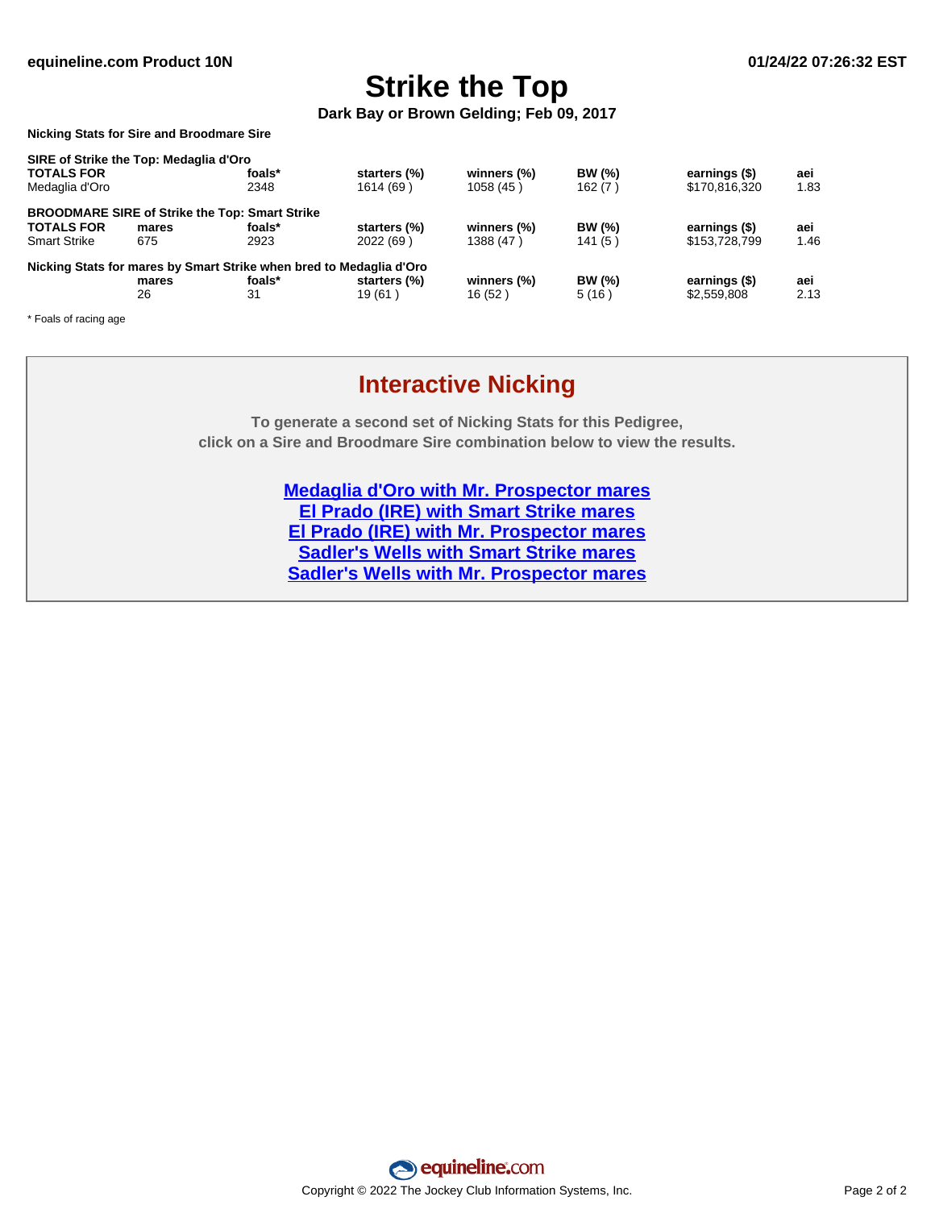# Strike the Top

**Dark Bay or Brown Gelding; Feb 09, 2017**

**Nicking Stats for Sire and Broodmare Sire**

**SIRE of Strike the Top: Medaglia d'Oro**

| TOTALS FOR | | foals* | starters (%) | winners (%) | BW (%) | earnings ($) | aei |
|---|---|---|---|---|---|---|---|
| Medaglia d'Oro | | 2348 | 1614 (69 ) | 1058 (45 ) | 162 (7 ) | $170,816,320 | 1.83 |

**BROODMARE SIRE of Strike the Top: Smart Strike**

| TOTALS FOR | mares | foals* | starters (%) | winners (%) | BW (%) | earnings ($) | aei |
|---|---|---|---|---|---|---|---|
| Smart Strike | 675 | 2923 | 2022 (69 ) | 1388 (47 ) | 141 (5 ) | $153,728,799 | 1.46 |

**Nicking Stats for mares by Smart Strike when bred to Medaglia d'Oro**

| | mares | foals* | starters (%) | winners (%) | BW (%) | earnings ($) | aei |
|---|---|---|---|---|---|---|---|
| | 26 | 31 | 19 (61 ) | 16 (52 ) | 5 (16 ) | $2,559,808 | 2.13 |

* Foals of racing age

## Interactive Nicking

**To generate a second set of Nicking Stats for this Pedigree, click on a Sire and Broodmare Sire combination below to view the results.**

**Medaglia d'Oro with Mr. Prospector mares**
**El Prado (IRE) with Smart Strike mares**
**El Prado (IRE) with Mr. Prospector mares**
**Sadler's Wells with Smart Strike mares**
**Sadler's Wells with Mr. Prospector mares**

Copyright © 2022 The Jockey Club Information Systems, Inc.